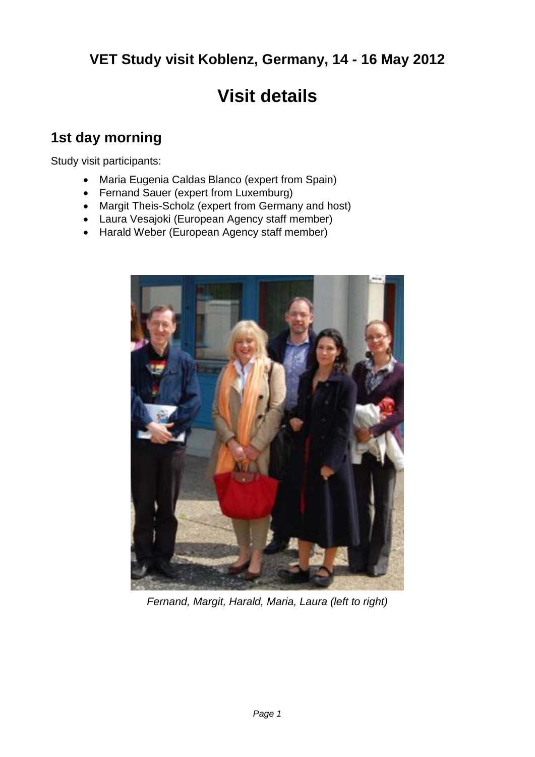## VET Study visit Koblenz, Germany, 14 - 16 May 2012

# Visit details

## 1st day morning

Study visit participants:

- Maria Eugenia Caldas Blanco (expert from Spain)
- Fernand Sauer (expert from Luxemburg)
- Margit Theis-Scholz (expert from Germany and host)
- Laura Vesajoki (European Agency staff member)
- Harald Weber (European Agency staff member)

*Fernand, Margit, Harald, Maria, Laura (left to right)*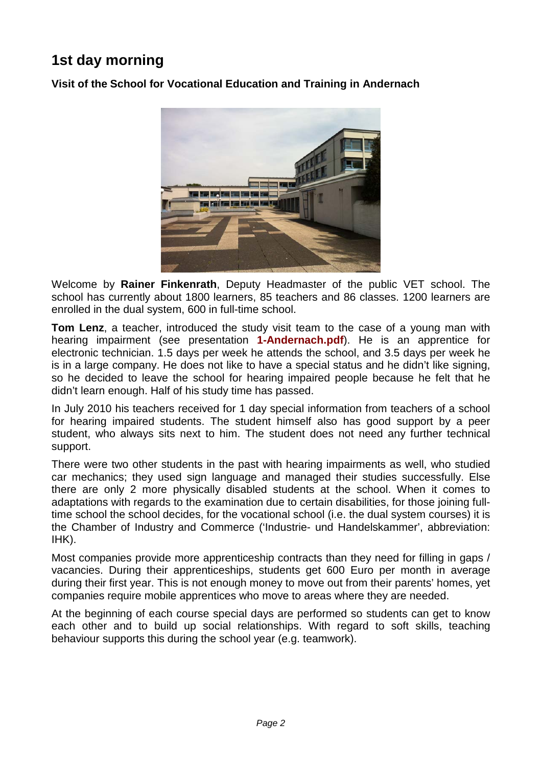# 1st day morning

**Visit of the School for Vocational Education and Training in Andernach**

Welcome by **Rainer Finkenrath**, Deputy Headmaster of the public VET school. The school has currently about 1800 learners, 85 teachers and 86 classes. 1200 learners are enrolled in the dual system, 600 in full-time school.

**Tom Lenz**, a teacher, introduced the study visit team to the case of a young man with hearing impairment (see presentation **1-Andernach.pdf**). He is an apprentice for electronic technician. 1.5 days per week he attends the school, and 3.5 days per week he is in a large company. He does not like to have a special status and he didn't like signing, so he decided to leave the school for hearing impaired people because he felt that he didn't learn enough. Half of his study time has passed.

In July 2010 his teachers received for 1 day special information from teachers of a school for hearing impaired students. The student himself also has good support by a peer student, who always sits next to him. The student does not need any further technical support.

There were two other students in the past with hearing impairments as well, who studied car mechanics; they used sign language and managed their studies successfully. Else there are only 2 more physically disabled students at the school. When it comes to adaptations with regards to the examination due to certain disabilities, for those joining full-time school the school decides, for the vocational school (i.e. the dual system courses) it is the Chamber of Industry and Commerce ('Industrie- und Handelskammer', abbreviation: IHK).

Most companies provide more apprenticeship contracts than they need for filling in gaps / vacancies. During their apprenticeships, students get 600 Euro per month in average during their first year. This is not enough money to move out from their parents' homes, yet companies require mobile apprentices who move to areas where they are needed.

At the beginning of each course special days are performed so students can get to know each other and to build up social relationships. With regard to soft skills, teaching behaviour supports this during the school year (e.g. teamwork).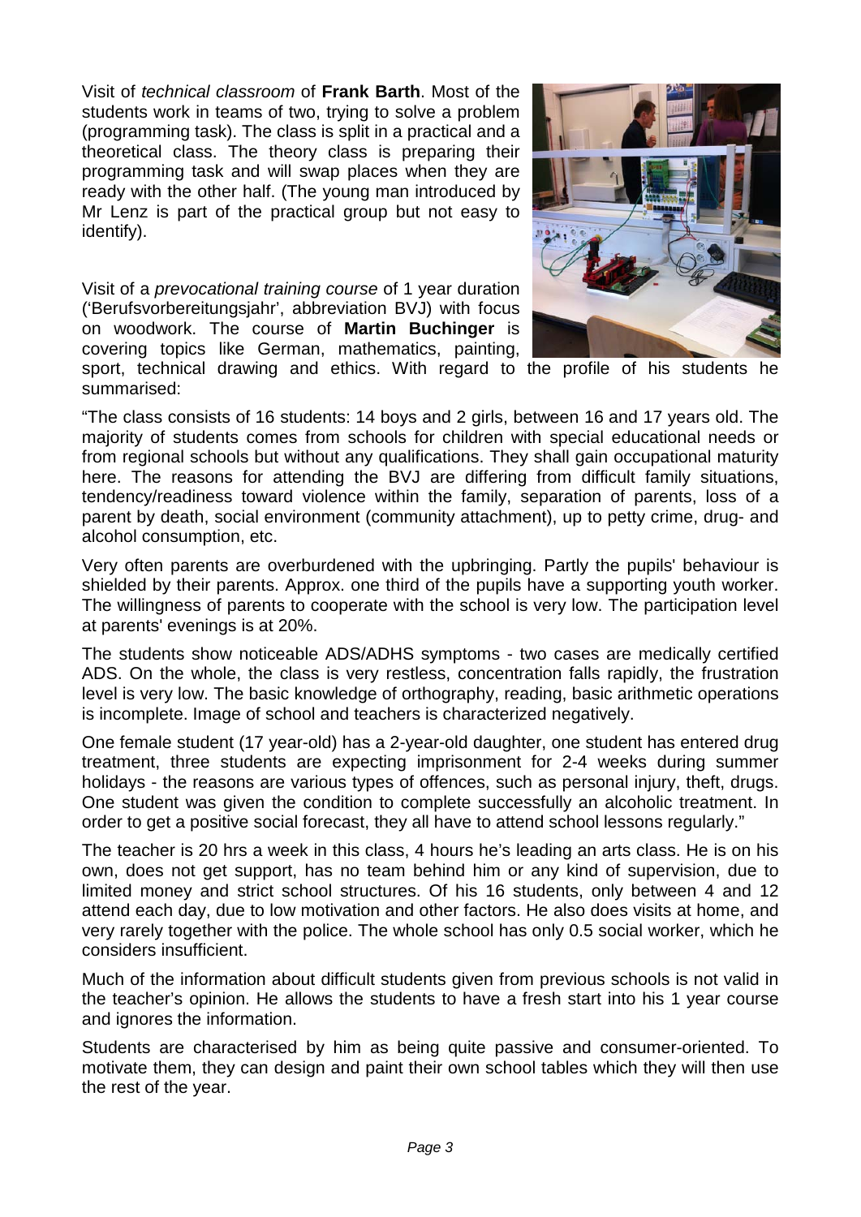Visit of *technical classroom* of **Frank Barth**. Most of the students work in teams of two, trying to solve a problem (programming task). The class is split in a practical and a theoretical class. The theory class is preparing their programming task and will swap places when they are ready with the other half. (The young man introduced by Mr Lenz is part of the practical group but not easy to identify).

Visit of a *prevocational training course* of 1 year duration ('Berufsvorbereitungsjahr', abbreviation BVJ) with focus on woodwork. The course of **Martin Buchinger** is covering topics like German, mathematics, painting, sport, technical drawing and ethics. With regard to the profile of his students he summarised:

"The class consists of 16 students: 14 boys and 2 girls, between 16 and 17 years old. The majority of students comes from schools for children with special educational needs or from regional schools but without any qualifications. They shall gain occupational maturity here. The reasons for attending the BVJ are differing from difficult family situations, tendency/readiness toward violence within the family, separation of parents, loss of a parent by death, social environment (community attachment), up to petty crime, drug- and alcohol consumption, etc.

Very often parents are overburdened with the upbringing. Partly the pupils' behaviour is shielded by their parents. Approx. one third of the pupils have a supporting youth worker. The willingness of parents to cooperate with the school is very low. The participation level at parents' evenings is at 20%.

The students show noticeable ADS/ADHS symptoms - two cases are medically certified ADS. On the whole, the class is very restless, concentration falls rapidly, the frustration level is very low. The basic knowledge of orthography, reading, basic arithmetic operations is incomplete. Image of school and teachers is characterized negatively.

One female student (17 year-old) has a 2-year-old daughter, one student has entered drug treatment, three students are expecting imprisonment for 2-4 weeks during summer holidays - the reasons are various types of offences, such as personal injury, theft, drugs. One student was given the condition to complete successfully an alcoholic treatment. In order to get a positive social forecast, they all have to attend school lessons regularly."

The teacher is 20 hrs a week in this class, 4 hours he's leading an arts class. He is on his own, does not get support, has no team behind him or any kind of supervision, due to limited money and strict school structures. Of his 16 students, only between 4 and 12 attend each day, due to low motivation and other factors. He also does visits at home, and very rarely together with the police. The whole school has only 0.5 social worker, which he considers insufficient.

Much of the information about difficult students given from previous schools is not valid in the teacher's opinion. He allows the students to have a fresh start into his 1 year course and ignores the information.

Students are characterised by him as being quite passive and consumer-oriented. To motivate them, they can design and paint their own school tables which they will then use the rest of the year.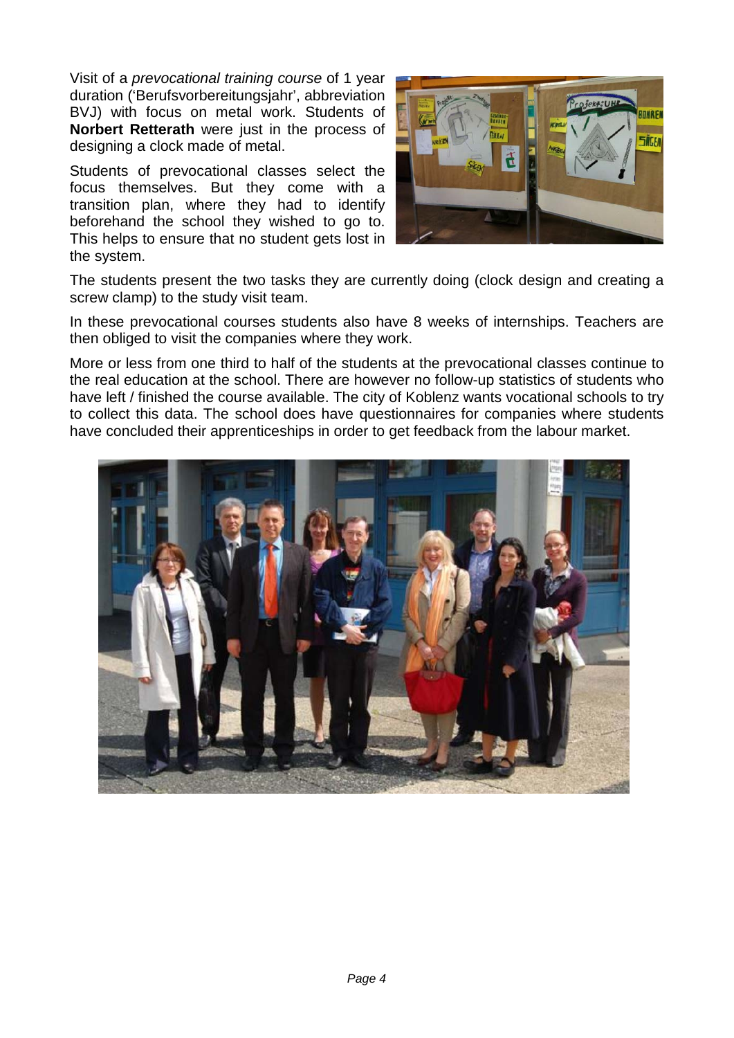Visit of a *prevocational training course* of 1 year duration ('Berufsvorbereitungsjahr', abbreviation BVJ) with focus on metal work. Students of **Norbert Retterath** were just in the process of designing a clock made of metal.

Students of prevocational classes select the focus themselves. But they come with a transition plan, where they had to identify beforehand the school they wished to go to. This helps to ensure that no student gets lost in the system.

The students present the two tasks they are currently doing (clock design and creating a screw clamp) to the study visit team.

In these prevocational courses students also have 8 weeks of internships. Teachers are then obliged to visit the companies where they work.

More or less from one third to half of the students at the prevocational classes continue to the real education at the school. There are however no follow-up statistics of students who have left / finished the course available. The city of Koblenz wants vocational schools to try to collect this data. The school does have questionnaires for companies where students have concluded their apprenticeships in order to get feedback from the labour market.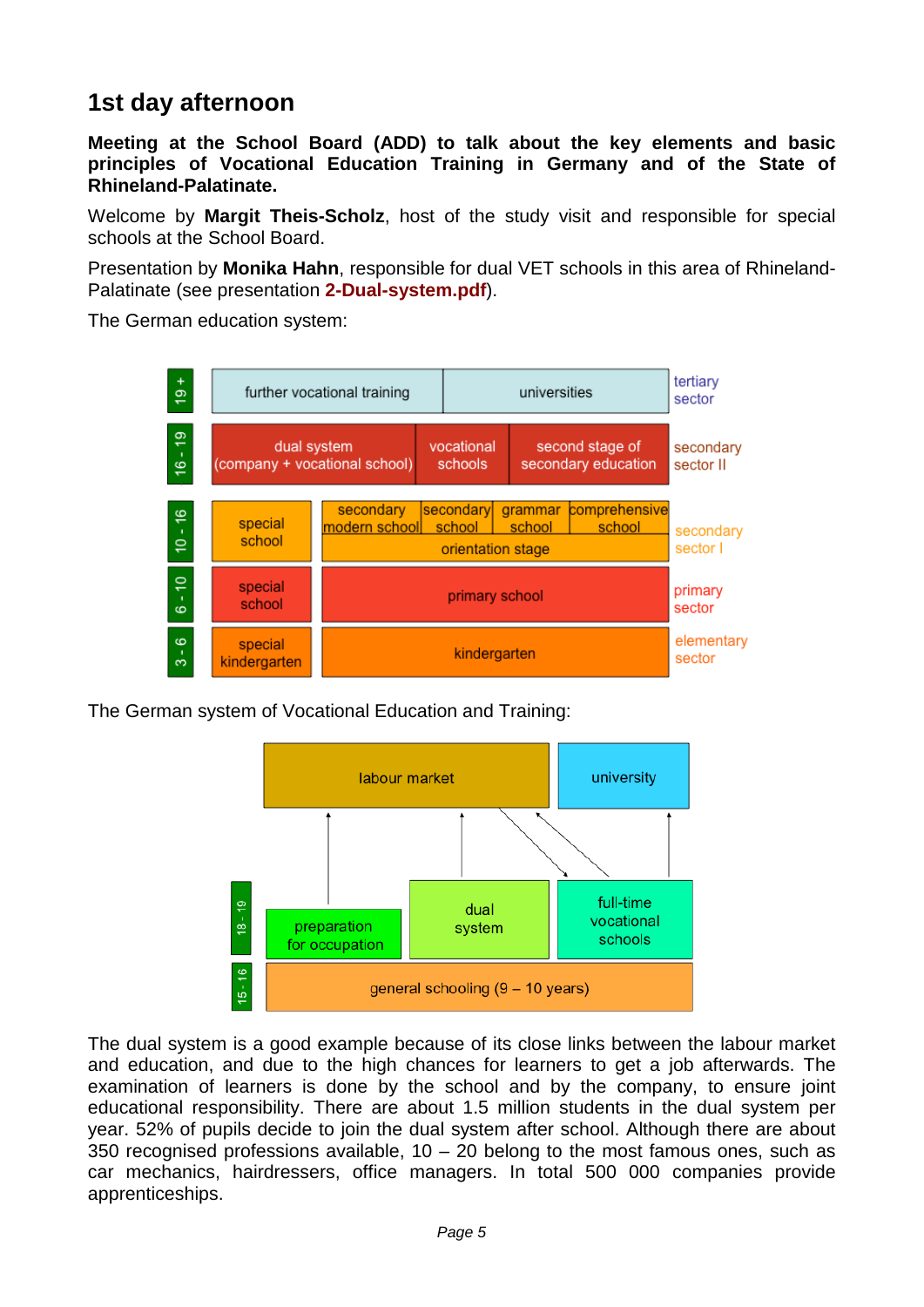## 1st day afternoon

**Meeting at the School Board (ADD) to talk about the key elements and basic principles of Vocational Education Training in Germany and of the State of Rhineland-Palatinate.**

Welcome by **Margit Theis-Scholz**, host of the study visit and responsible for special schools at the School Board.

Presentation by **Monika Hahn**, responsible for dual VET schools in this area of Rhineland-Palatinate (see presentation **2-Dual-system.pdf**).

The German education system:

| Age | | | Sector |
|---|---|---|---|
| 19 + | further vocational training | universities | tertiary sector |
| 16 - 19 | dual system (company + vocational school) | vocational schools; second stage of secondary education | secondary sector II |
| 10 - 16 | special school | secondary modern school; secondary school; grammar school; comprehensive school; orientation stage | secondary sector I |
| 6 - 10 | special school | primary school | primary sector |
| 3 - 6 | special kindergarten | kindergarten | elementary sector |

The German system of Vocational Education and Training:

| Age | | | |
|---|---|---|---|
| | labour market | labour market | university |
| 18 - 19 | preparation for occupation | dual system | full-time vocational schools |
| 15 - 16 | general schooling (9 – 10 years) | | |

The dual system is a good example because of its close links between the labour market and education, and due to the high chances for learners to get a job afterwards. The examination of learners is done by the school and by the company, to ensure joint educational responsibility. There are about 1.5 million students in the dual system per year. 52% of pupils decide to join the dual system after school. Although there are about 350 recognised professions available, 10 – 20 belong to the most famous ones, such as car mechanics, hairdressers, office managers. In total 500 000 companies provide apprenticeships.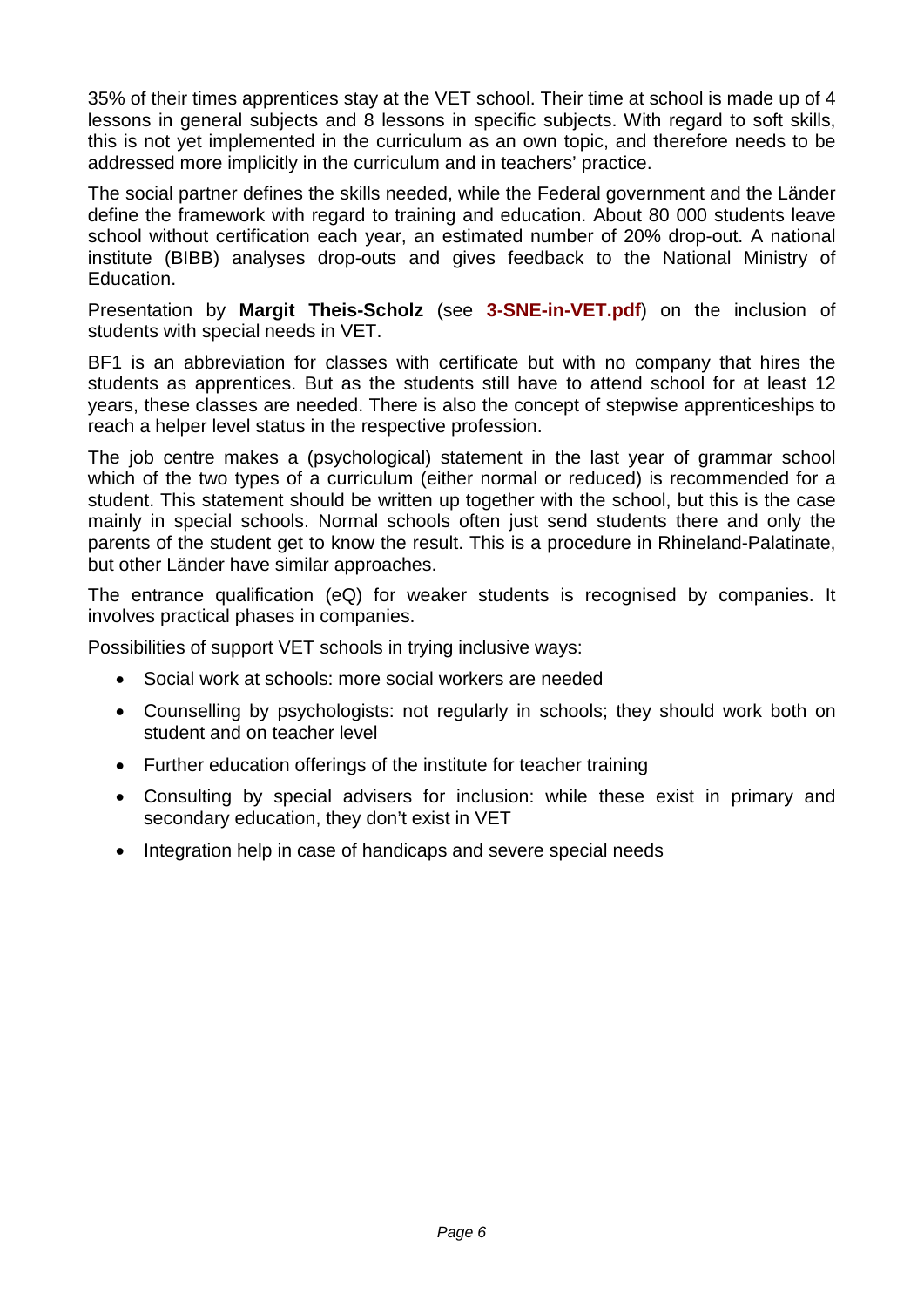35% of their times apprentices stay at the VET school. Their time at school is made up of 4 lessons in general subjects and 8 lessons in specific subjects. With regard to soft skills, this is not yet implemented in the curriculum as an own topic, and therefore needs to be addressed more implicitly in the curriculum and in teachers' practice.

The social partner defines the skills needed, while the Federal government and the Länder define the framework with regard to training and education. About 80 000 students leave school without certification each year, an estimated number of 20% drop-out. A national institute (BIBB) analyses drop-outs and gives feedback to the National Ministry of Education.

Presentation by **Margit Theis-Scholz** (see **3-SNE-in-VET.pdf**) on the inclusion of students with special needs in VET.

BF1 is an abbreviation for classes with certificate but with no company that hires the students as apprentices. But as the students still have to attend school for at least 12 years, these classes are needed. There is also the concept of stepwise apprenticeships to reach a helper level status in the respective profession.

The job centre makes a (psychological) statement in the last year of grammar school which of the two types of a curriculum (either normal or reduced) is recommended for a student. This statement should be written up together with the school, but this is the case mainly in special schools. Normal schools often just send students there and only the parents of the student get to know the result. This is a procedure in Rhineland-Palatinate, but other Länder have similar approaches.

The entrance qualification (eQ) for weaker students is recognised by companies. It involves practical phases in companies.

Possibilities of support VET schools in trying inclusive ways:

- Social work at schools: more social workers are needed
- Counselling by psychologists: not regularly in schools; they should work both on student and on teacher level
- Further education offerings of the institute for teacher training
- Consulting by special advisers for inclusion: while these exist in primary and secondary education, they don't exist in VET
- Integration help in case of handicaps and severe special needs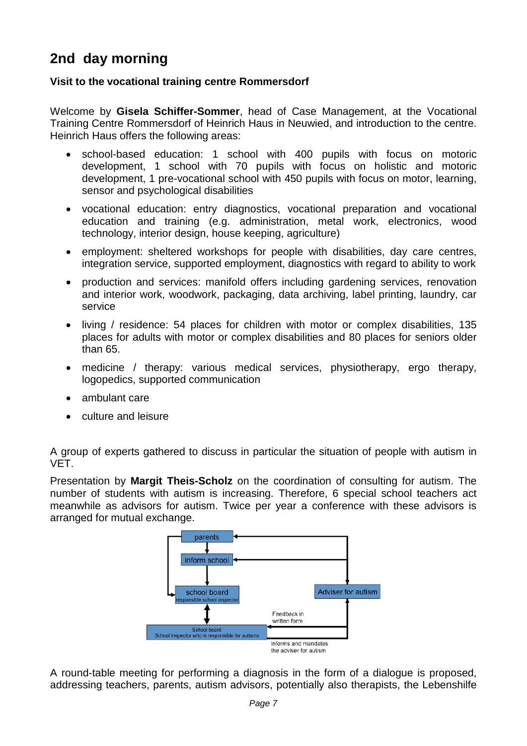## 2nd day morning

**Visit to the vocational training centre Rommersdorf**

Welcome by **Gisela Schiffer-Sommer**, head of Case Management, at the Vocational Training Centre Rommersdorf of Heinrich Haus in Neuwied, and introduction to the centre. Heinrich Haus offers the following areas:

- school-based education: 1 school with 400 pupils with focus on motoric development, 1 school with 70 pupils with focus on holistic and motoric development, 1 pre-vocational school with 450 pupils with focus on motor, learning, sensor and psychological disabilities
- vocational education: entry diagnostics, vocational preparation and vocational education and training (e.g. administration, metal work, electronics, wood technology, interior design, house keeping, agriculture)
- employment: sheltered workshops for people with disabilities, day care centres, integration service, supported employment, diagnostics with regard to ability to work
- production and services: manifold offers including gardening services, renovation and interior work, woodwork, packaging, data archiving, label printing, laundry, car service
- living / residence: 54 places for children with motor or complex disabilities, 135 places for adults with motor or complex disabilities and 80 places for seniors older than 65.
- medicine / therapy: various medical services, physiotherapy, ergo therapy, logopedics, supported communication
- ambulant care
- culture and leisure

A group of experts gathered to discuss in particular the situation of people with autism in VET.

Presentation by **Margit Theis-Scholz** on the coordination of consulting for autism. The number of students with autism is increasing. Therefore, 6 special school teachers act meanwhile as advisors for autism. Twice per year a conference with these advisors is arranged for mutual exchange.

parents → inform school → school board (responsible school inspector) ↔ School board (School inspector who is responsible for autisms) — Informs and mandates the adviser for autism → Adviser for autism — Feedback in written form → School board; Adviser for autism → parents; Adviser for autism → inform school

A round-table meeting for performing a diagnosis in the form of a dialogue is proposed, addressing teachers, parents, autism advisors, potentially also therapists, the Lebenshilfe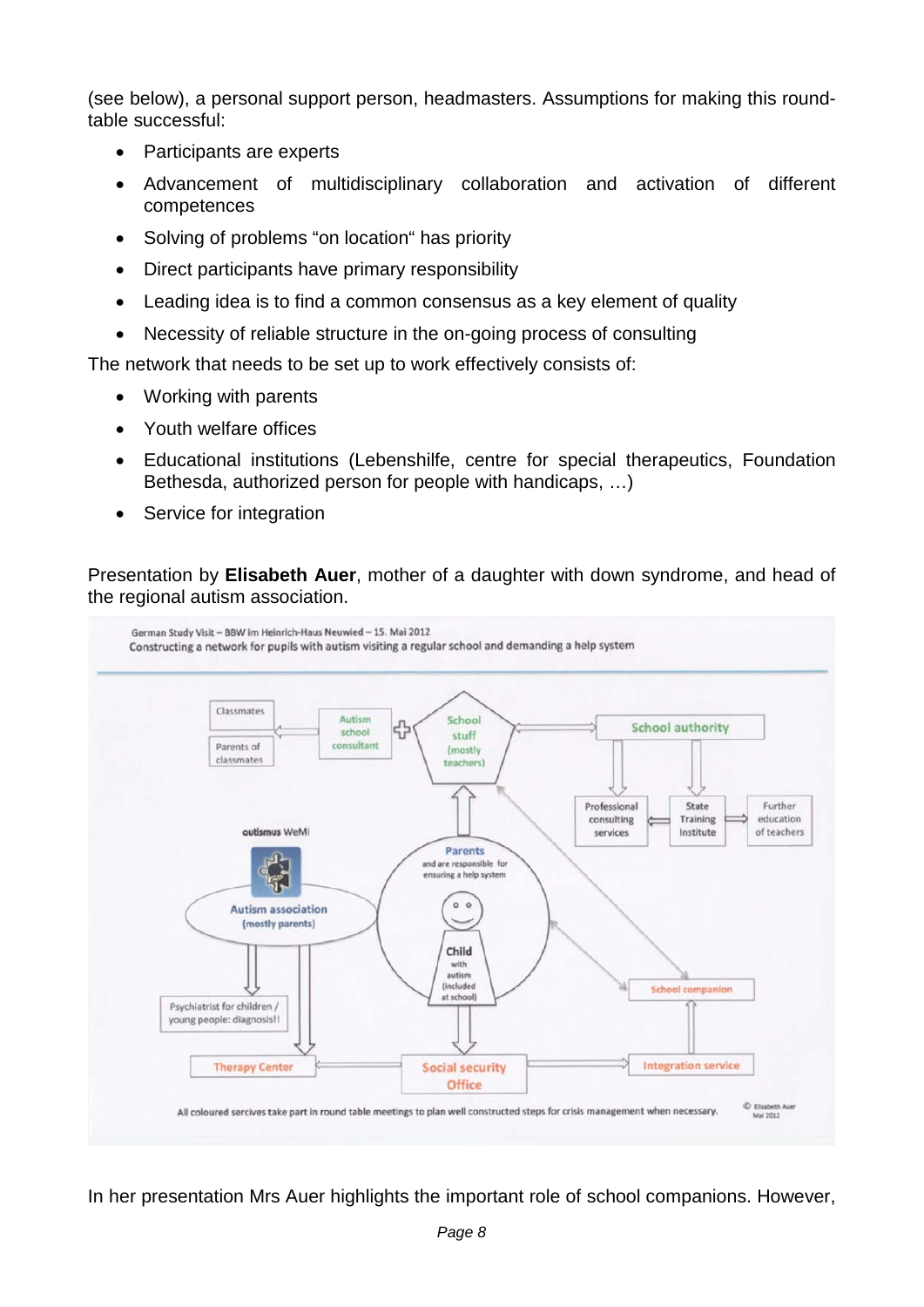(see below), a personal support person, headmasters. Assumptions for making this round-table successful:

- Participants are experts
- Advancement of multidisciplinary collaboration and activation of different competences
- Solving of problems "on location" has priority
- Direct participants have primary responsibility
- Leading idea is to find a common consensus as a key element of quality
- Necessity of reliable structure in the on-going process of consulting

The network that needs to be set up to work effectively consists of:

- Working with parents
- Youth welfare offices
- Educational institutions (Lebenshilfe, centre for special therapeutics, Foundation Bethesda, authorized person for people with handicaps, …)
- Service for integration

Presentation by **Elisabeth Auer**, mother of a daughter with down syndrome, and head of the regional autism association.

German Study Visit – BBW im Heinrich-Haus Neuwied – 15. Mai 2012

Constructing a network for pupils with autism visiting a regular school and demanding a help system

Classmates · Parents of classmates · Autism school consultant · School stuff (mostly teachers) · School authority · Professional consulting services · State Training Institute · Further education of teachers · autismus WeMi · Autism association (mostly parents) · Parents and are responsible for ensuring a help system · Child with autism (included at school) · School companion · Psychiatrist for children / young people: diagnosis!! · Therapy Center · Social security Office · Integration service

All coloured services take part in round table meetings to plan well constructed steps for crisis management when necessary.

© Elisabeth Auer Mai 2012

In her presentation Mrs Auer highlights the important role of school companions. However,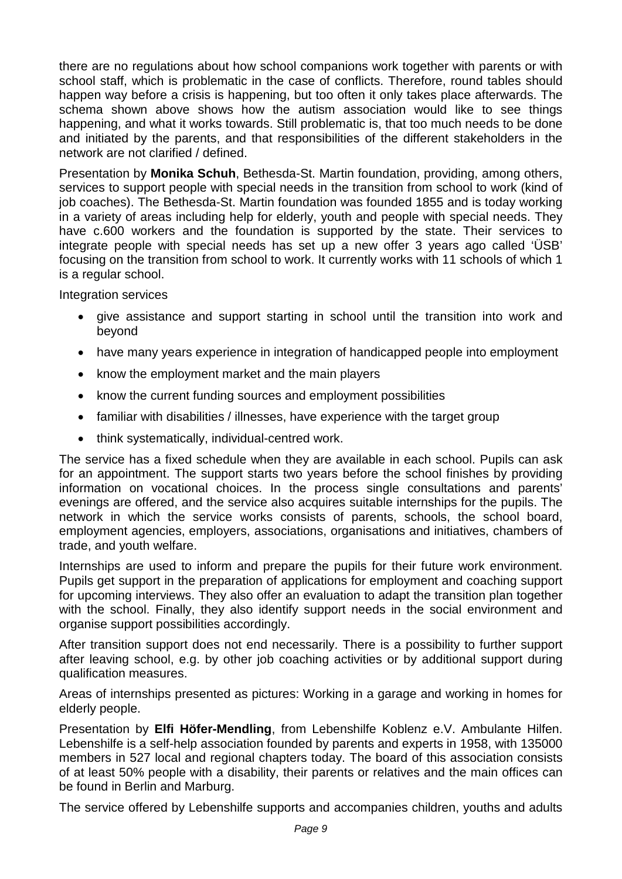there are no regulations about how school companions work together with parents or with school staff, which is problematic in the case of conflicts. Therefore, round tables should happen way before a crisis is happening, but too often it only takes place afterwards. The schema shown above shows how the autism association would like to see things happening, and what it works towards. Still problematic is, that too much needs to be done and initiated by the parents, and that responsibilities of the different stakeholders in the network are not clarified / defined.

Presentation by **Monika Schuh**, Bethesda-St. Martin foundation, providing, among others, services to support people with special needs in the transition from school to work (kind of job coaches). The Bethesda-St. Martin foundation was founded 1855 and is today working in a variety of areas including help for elderly, youth and people with special needs. They have c.600 workers and the foundation is supported by the state. Their services to integrate people with special needs has set up a new offer 3 years ago called 'ÜSB' focusing on the transition from school to work. It currently works with 11 schools of which 1 is a regular school.

Integration services

- give assistance and support starting in school until the transition into work and beyond
- have many years experience in integration of handicapped people into employment
- know the employment market and the main players
- know the current funding sources and employment possibilities
- familiar with disabilities / illnesses, have experience with the target group
- think systematically, individual-centred work.

The service has a fixed schedule when they are available in each school. Pupils can ask for an appointment. The support starts two years before the school finishes by providing information on vocational choices. In the process single consultations and parents' evenings are offered, and the service also acquires suitable internships for the pupils. The network in which the service works consists of parents, schools, the school board, employment agencies, employers, associations, organisations and initiatives, chambers of trade, and youth welfare.

Internships are used to inform and prepare the pupils for their future work environment. Pupils get support in the preparation of applications for employment and coaching support for upcoming interviews. They also offer an evaluation to adapt the transition plan together with the school. Finally, they also identify support needs in the social environment and organise support possibilities accordingly.

After transition support does not end necessarily. There is a possibility to further support after leaving school, e.g. by other job coaching activities or by additional support during qualification measures.

Areas of internships presented as pictures: Working in a garage and working in homes for elderly people.

Presentation by **Elfi Höfer-Mendling**, from Lebenshilfe Koblenz e.V. Ambulante Hilfen. Lebenshilfe is a self-help association founded by parents and experts in 1958, with 135000 members in 527 local and regional chapters today. The board of this association consists of at least 50% people with a disability, their parents or relatives and the main offices can be found in Berlin and Marburg.

The service offered by Lebenshilfe supports and accompanies children, youths and adults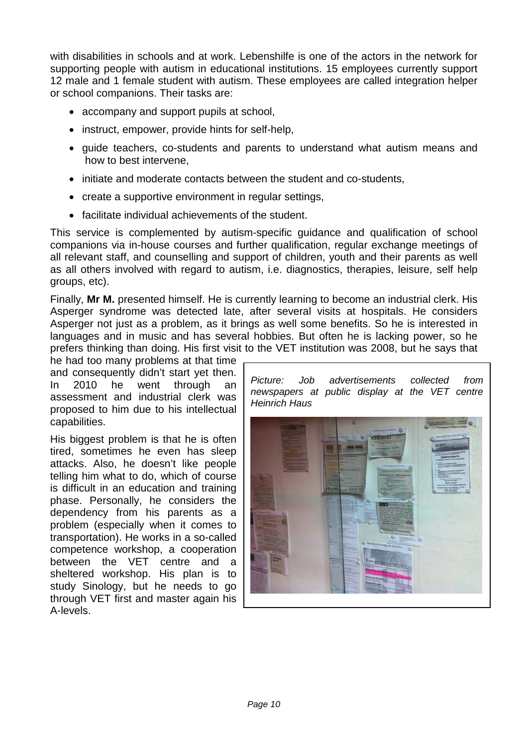with disabilities in schools and at work. Lebenshilfe is one of the actors in the network for supporting people with autism in educational institutions. 15 employees currently support 12 male and 1 female student with autism. These employees are called integration helper or school companions. Their tasks are:

- accompany and support pupils at school,
- instruct, empower, provide hints for self-help,
- guide teachers, co-students and parents to understand what autism means and how to best intervene,
- initiate and moderate contacts between the student and co-students,
- create a supportive environment in regular settings,
- facilitate individual achievements of the student.

This service is complemented by autism-specific guidance and qualification of school companions via in-house courses and further qualification, regular exchange meetings of all relevant staff, and counselling and support of children, youth and their parents as well as all others involved with regard to autism, i.e. diagnostics, therapies, leisure, self help groups, etc).

Finally, **Mr M.** presented himself. He is currently learning to become an industrial clerk. His Asperger syndrome was detected late, after several visits at hospitals. He considers Asperger not just as a problem, as it brings as well some benefits. So he is interested in languages and in music and has several hobbies. But often he is lacking power, so he prefers thinking than doing. His first visit to the VET institution was 2008, but he says that he had too many problems at that time and consequently didn't start yet then. In 2010 he went through an assessment and industrial clerk was proposed to him due to his intellectual capabilities.

His biggest problem is that he is often tired, sometimes he even has sleep attacks. Also, he doesn't like people telling him what to do, which of course is difficult in an education and training phase. Personally, he considers the dependency from his parents as a problem (especially when it comes to transportation). He works in a so-called competence workshop, a cooperation between the VET centre and a sheltered workshop. His plan is to study Sinology, but he needs to go through VET first and master again his A-levels.

*Picture: Job advertisements collected from newspapers at public display at the VET centre Heinrich Haus*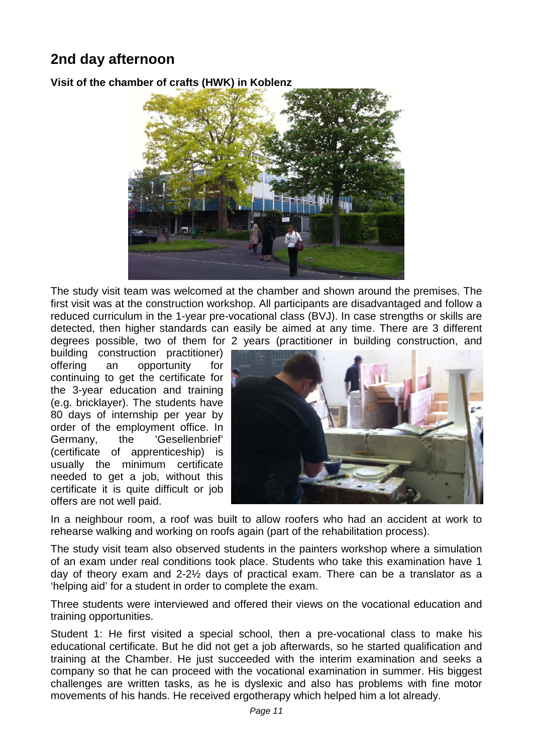## 2nd day afternoon

**Visit of the chamber of crafts (HWK) in Koblenz**

The study visit team was welcomed at the chamber and shown around the premises. The first visit was at the construction workshop. All participants are disadvantaged and follow a reduced curriculum in the 1-year pre-vocational class (BVJ). In case strengths or skills are detected, then higher standards can easily be aimed at any time. There are 3 different degrees possible, two of them for 2 years (practitioner in building construction, and building construction practitioner) offering an opportunity for continuing to get the certificate for the 3-year education and training (e.g. bricklayer). The students have 80 days of internship per year by order of the employment office. In Germany, the 'Gesellenbrief' (certificate of apprenticeship) is usually the minimum certificate needed to get a job, without this certificate it is quite difficult or job offers are not well paid.

In a neighbour room, a roof was built to allow roofers who had an accident at work to rehearse walking and working on roofs again (part of the rehabilitation process).

The study visit team also observed students in the painters workshop where a simulation of an exam under real conditions took place. Students who take this examination have 1 day of theory exam and 2-2½ days of practical exam. There can be a translator as a 'helping aid' for a student in order to complete the exam.

Three students were interviewed and offered their views on the vocational education and training opportunities.

Student 1: He first visited a special school, then a pre-vocational class to make his educational certificate. But he did not get a job afterwards, so he started qualification and training at the Chamber. He just succeeded with the interim examination and seeks a company so that he can proceed with the vocational examination in summer. His biggest challenges are written tasks, as he is dyslexic and also has problems with fine motor movements of his hands. He received ergotherapy which helped him a lot already.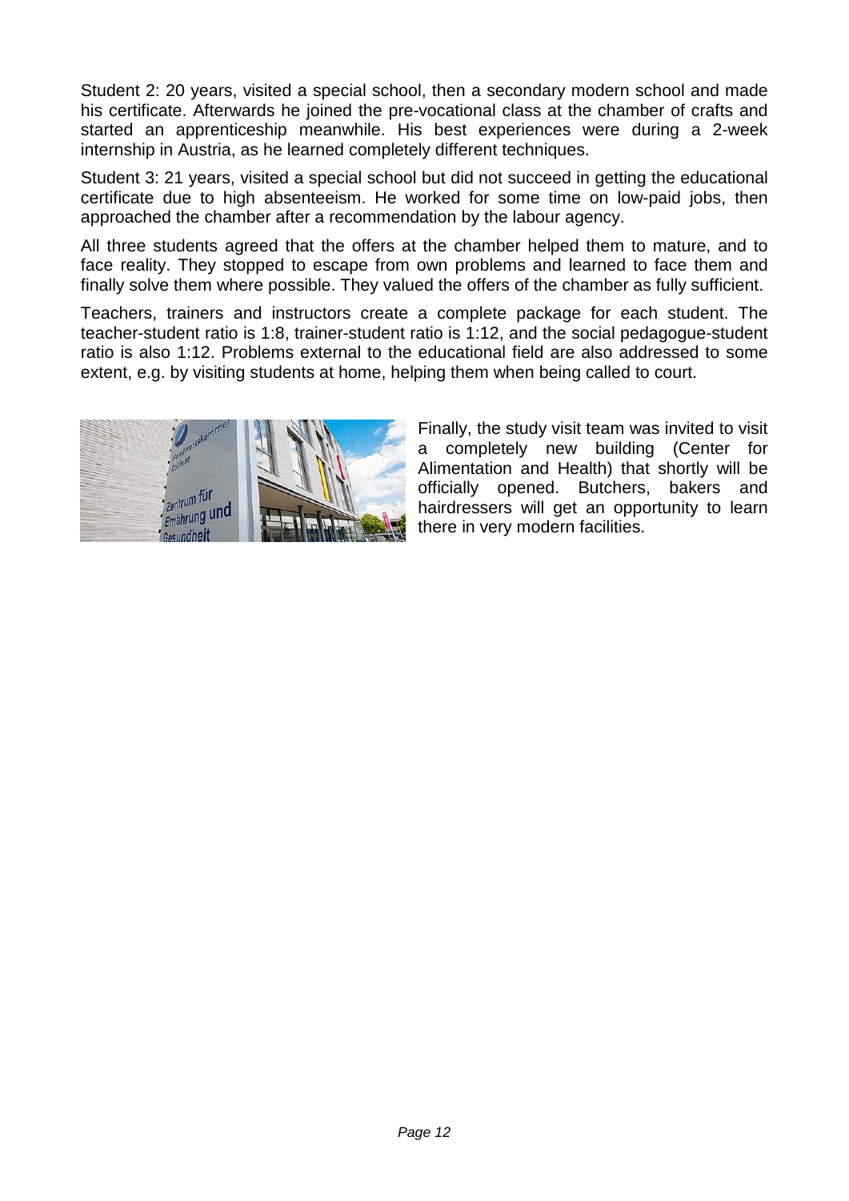Student 2: 20 years, visited a special school, then a secondary modern school and made his certificate. Afterwards he joined the pre-vocational class at the chamber of crafts and started an apprenticeship meanwhile. His best experiences were during a 2-week internship in Austria, as he learned completely different techniques.

Student 3: 21 years, visited a special school but did not succeed in getting the educational certificate due to high absenteeism. He worked for some time on low-paid jobs, then approached the chamber after a recommendation by the labour agency.

All three students agreed that the offers at the chamber helped them to mature, and to face reality. They stopped to escape from own problems and learned to face them and finally solve them where possible. They valued the offers of the chamber as fully sufficient.

Teachers, trainers and instructors create a complete package for each student. The teacher-student ratio is 1:8, trainer-student ratio is 1:12, and the social pedagogue-student ratio is also 1:12. Problems external to the educational field are also addressed to some extent, e.g. by visiting students at home, helping them when being called to court.

Finally, the study visit team was invited to visit a completely new building (Center for Alimentation and Health) that shortly will be officially opened. Butchers, bakers and hairdressers will get an opportunity to learn there in very modern facilities.